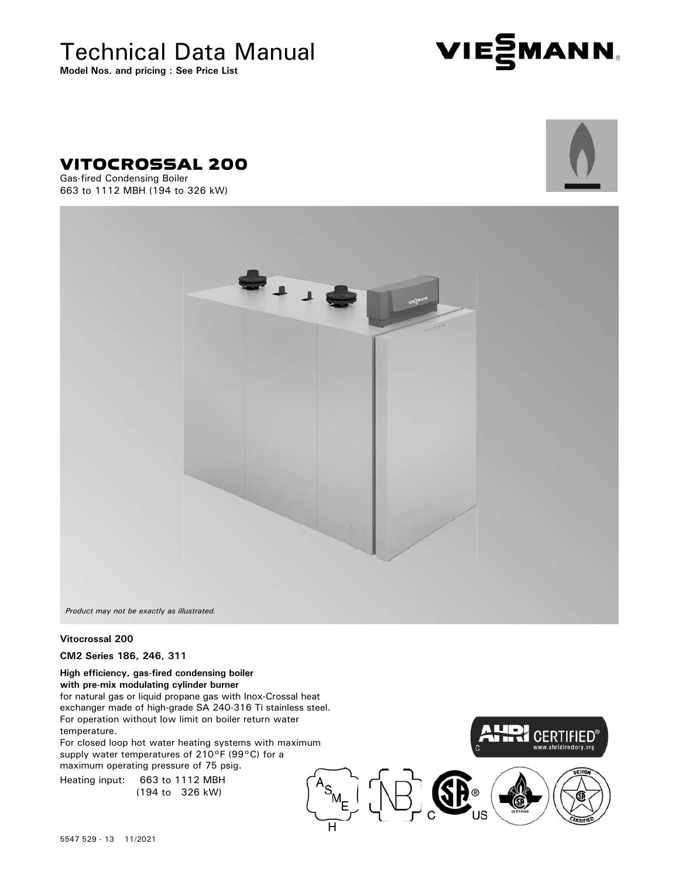# Technical Data Manual

**Model Nos. and pricing : See Price List**

## VITOCROSSAL 200

Gas-fired Condensing Boiler
663 to 1112 MBH (194 to 326 kW)

*Product may not be exactly as illustrated.*

**Vitocrossal 200**

**CM2 Series 186, 246, 311**

**High efficiency, gas-fired condensing boiler with pre-mix modulating cylinder burner**
for natural gas or liquid propane gas with Inox-Crossal heat exchanger made of high-grade SA 240-316 Ti stainless steel.
For operation without low limit on boiler return water temperature.
For closed loop hot water heating systems with maximum supply water temperatures of 210°F (99°C) for a maximum operating pressure of 75 psig.

Heating input: 663 to 1112 MBH
(194 to 326 kW)

5547 529 - 13 11/2021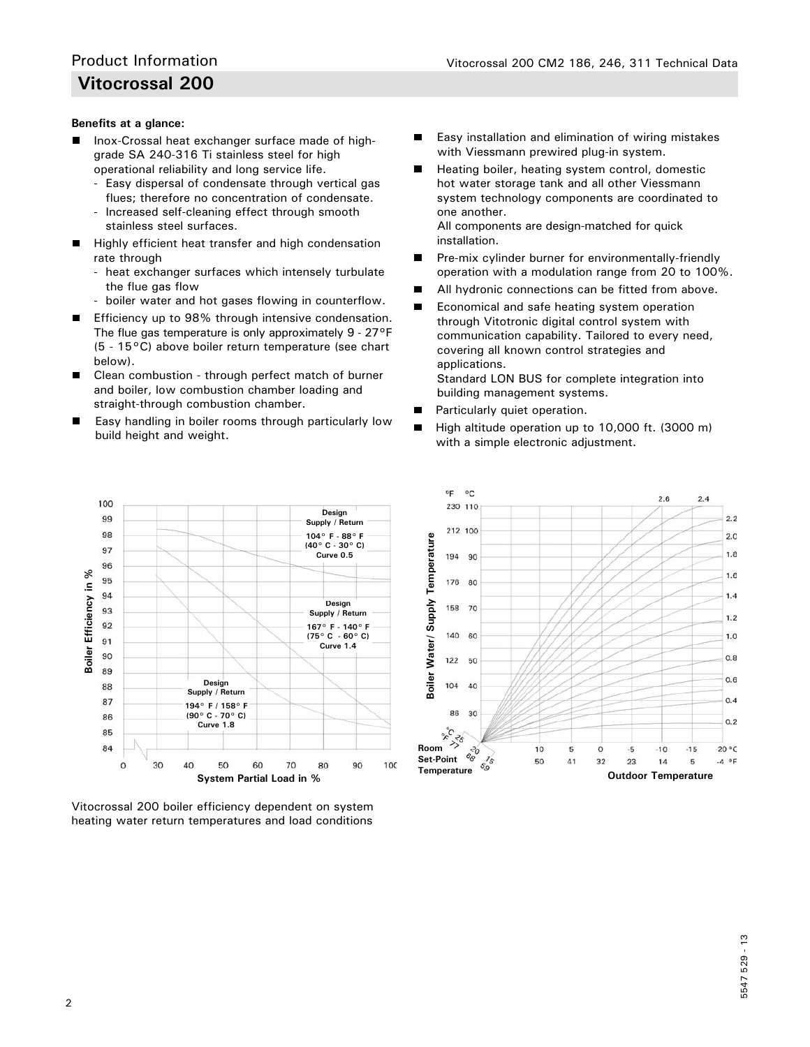## Vitocrossal 200

**Benefits at a glance:**

- Inox-Crossal heat exchanger surface made of high-grade SA 240-316 Ti stainless steel for high operational reliability and long service life.
  - Easy dispersal of condensate through vertical gas flues; therefore no concentration of condensate.
  - Increased self-cleaning effect through smooth stainless steel surfaces.
- Highly efficient heat transfer and high condensation rate through
  - heat exchanger surfaces which intensely turbulate the flue gas flow
  - boiler water and hot gases flowing in counterflow.
- Efficiency up to 98% through intensive condensation. The flue gas temperature is only approximately 9 - 27°F (5 - 15°C) above boiler return temperature (see chart below).
- Clean combustion - through perfect match of burner and boiler, low combustion chamber loading and straight-through combustion chamber.
- Easy handling in boiler rooms through particularly low build height and weight.
- Easy installation and elimination of wiring mistakes with Viessmann prewired plug-in system.
- Heating boiler, heating system control, domestic hot water storage tank and all other Viessmann system technology components are coordinated to one another.
  All components are design-matched for quick installation.
- Pre-mix cylinder burner for environmentally-friendly operation with a modulation range from 20 to 100%.
- All hydronic connections can be fitted from above.
- Economical and safe heating system operation through Vitotronic digital control system with communication capability. Tailored to every need, covering all known control strategies and applications.
  Standard LON BUS for complete integration into building management systems.
- Particularly quiet operation.
- High altitude operation up to 10,000 ft. (3000 m) with a simple electronic adjustment.

Boiler Efficiency in % vs. System Partial Load in %:
- Design Supply / Return 104° F - 88° F (40° C - 30° C) Curve 0.5
- Design Supply / Return 167° F - 140° F (75° C - 60° C) Curve 1.4
- Design Supply / Return 194° F / 158° F (90° C - 70° C) Curve 1.8

Boiler Water/ Supply Temperature vs. Outdoor Temperature (Room Set-Point Temperature), heating curves 0.2 – 2.6

Vitocrossal 200 boiler efficiency dependent on system heating water return temperatures and load conditions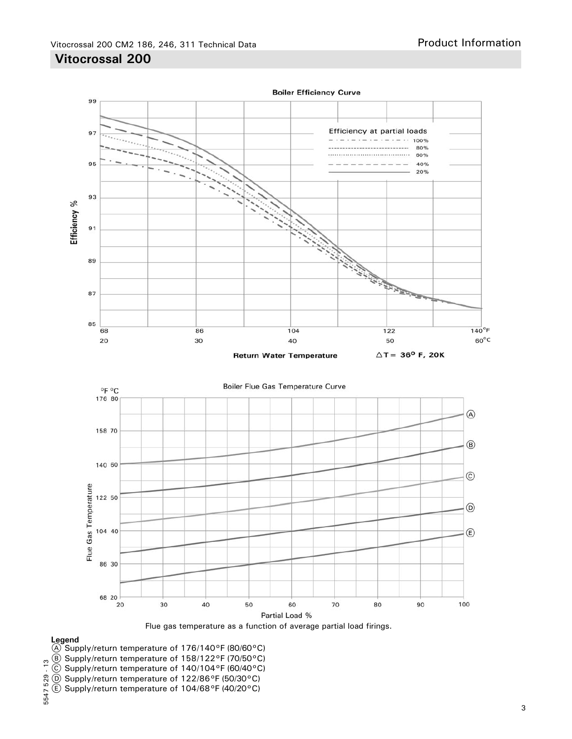## Vitocrossal 200

**Boiler Efficiency Curve**

Efficiency at partial loads: 100%, 80%, 60%, 40%, 20%

Efficiency %

Return Water Temperature △T = 36° F, 20K

68 / 20, 86 / 30, 104 / 40, 122 / 50, 140°F / 60°C

**Boiler Flue Gas Temperature Curve**

Flue Gas Temperature (°F °C)

Partial Load %

Flue gas temperature as a function of average partial load firings.

**Legend**

Ⓐ Supply/return temperature of 176/140°F (80/60°C)
Ⓑ Supply/return temperature of 158/122°F (70/50°C)
Ⓒ Supply/return temperature of 140/104°F (60/40°C)
Ⓓ Supply/return temperature of 122/86°F (50/30°C)
Ⓔ Supply/return temperature of 104/68°F (40/20°C)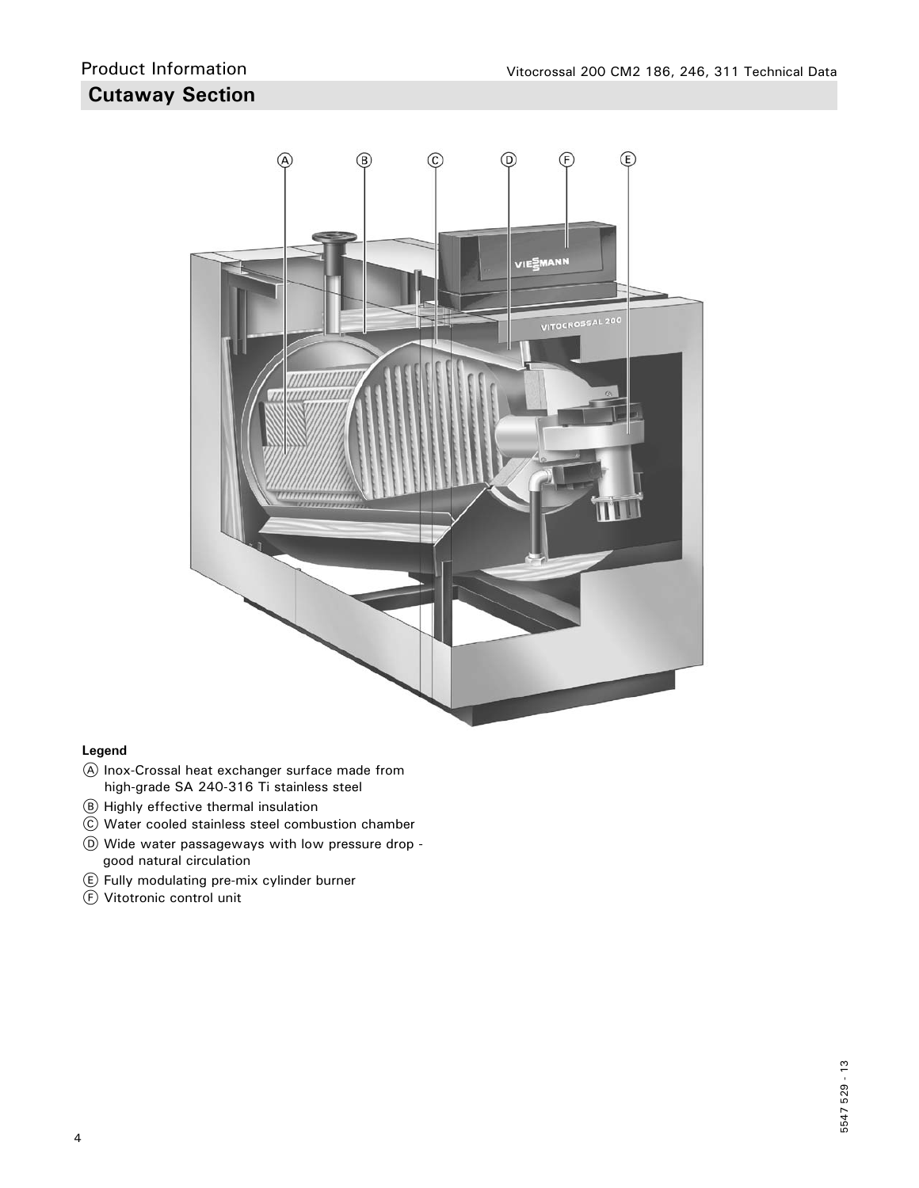## Product Information

## Cutaway Section

**Legend**

Ⓐ Inox-Crossal heat exchanger surface made from high-grade SA 240-316 Ti stainless steel

Ⓑ Highly effective thermal insulation

Ⓒ Water cooled stainless steel combustion chamber

Ⓓ Wide water passageways with low pressure drop - good natural circulation

Ⓔ Fully modulating pre-mix cylinder burner

Ⓕ Vitotronic control unit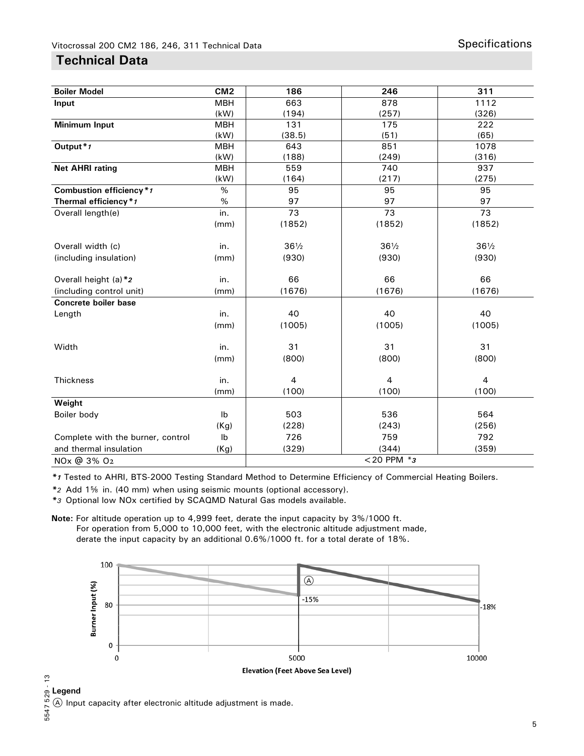## Technical Data

| Boiler Model | CM2 | 186 | 246 | 311 |
|---|---|---|---|---|
| **Input** | MBH | 663 | 878 | 1112 |
| | (kW) | (194) | (257) | (326) |
| **Minimum Input** | MBH | 131 | 175 | 222 |
| | (kW) | (38.5) | (51) | (65) |
| **Output** *1 | MBH | 643 | 851 | 1078 |
| | (kW) | (188) | (249) | (316) |
| **Net AHRI rating** | MBH | 559 | 740 | 937 |
| | (kW) | (164) | (217) | (275) |
| **Combustion efficiency** *1 | % | 95 | 95 | 95 |
| **Thermal efficiency** *1 | % | 97 | 97 | 97 |
| Overall length(e) | in. | 73 | 73 | 73 |
| | (mm) | (1852) | (1852) | (1852) |
| Overall width (c) | in. | 36½ | 36½ | 36½ |
| (including insulation) | (mm) | (930) | (930) | (930) |
| Overall height (a) *2 | in. | 66 | 66 | 66 |
| (including control unit) | (mm) | (1676) | (1676) | (1676) |
| **Concrete boiler base** | | | | |
| Length | in. | 40 | 40 | 40 |
| | (mm) | (1005) | (1005) | (1005) |
| Width | in. | 31 | 31 | 31 |
| | (mm) | (800) | (800) | (800) |
| Thickness | in. | 4 | 4 | 4 |
| | (mm) | (100) | (100) | (100) |
| **Weight** | | | | |
| Boiler body | lb | 503 | 536 | 564 |
| | (Kg) | (228) | (243) | (256) |
| Complete with the burner, control | lb | 726 | 759 | 792 |
| and thermal insulation | (Kg) | (329) | (344) | (359) |
| NOx @ 3% $O_2$ | | < 20 PPM *3 | | |

*1 Tested to AHRI, BTS-2000 Testing Standard Method to Determine Efficiency of Commercial Heating Boilers.

*2 Add 1⅝ in. (40 mm) when using seismic mounts (optional accessory).

*3 Optional low NOx certified by SCAQMD Natural Gas models available.

**Note:** For altitude operation up to 4,999 feet, derate the input capacity by 3%/1000 ft.
For operation from 5,000 to 10,000 feet, with the electronic altitude adjustment made, derate the input capacity by an additional 0.6%/1000 ft. for a total derate of 18%.

Burner Input (%) vs. Elevation (Feet Above Sea Level): 100 / 80 / 0; 0 / 5000 / 10000; -15%; Ⓐ; -18%

**Legend**

Ⓐ Input capacity after electronic altitude adjustment is made.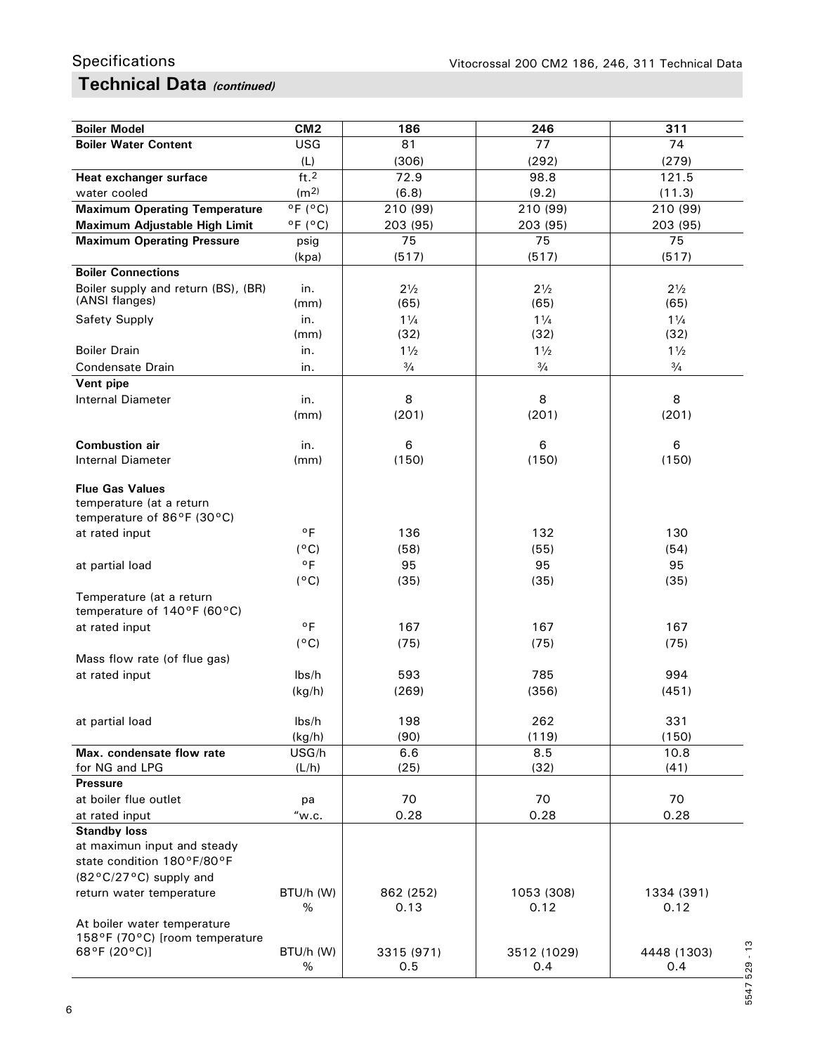## Specifications

## Technical Data *(continued)*

| Boiler Model | CM2 | 186 | 246 | 311 |
|---|---|---|---|---|
| **Boiler Water Content** | USG | 81 | 77 | 74 |
| | (L) | (306) | (292) | (279) |
| **Heat exchanger surface** | ft.$^2$ | 72.9 | 98.8 | 121.5 |
| water cooled | (m$^2$) | (6.8) | (9.2) | (11.3) |
| **Maximum Operating Temperature** | °F (°C) | 210 (99) | 210 (99) | 210 (99) |
| **Maximum Adjustable High Limit** | °F (°C) | 203 (95) | 203 (95) | 203 (95) |
| **Maximum Operating Pressure** | psig | 75 | 75 | 75 |
| | (kpa) | (517) | (517) | (517) |
| **Boiler Connections** | | | | |
| Boiler supply and return (BS), (BR) (ANSI flanges) | in. | 2½ | 2½ | 2½ |
| | (mm) | (65) | (65) | (65) |
| Safety Supply | in. | 1¼ | 1¼ | 1¼ |
| | (mm) | (32) | (32) | (32) |
| Boiler Drain | in. | 1½ | 1½ | 1½ |
| Condensate Drain | in. | ¾ | ¾ | ¾ |
| **Vent pipe** | | | | |
| Internal Diameter | in. | 8 | 8 | 8 |
| | (mm) | (201) | (201) | (201) |
| **Combustion air** | in. | 6 | 6 | 6 |
| Internal Diameter | (mm) | (150) | (150) | (150) |
| **Flue Gas Values** | | | | |
| temperature (at a return temperature of 86°F (30°C) | | | | |
| at rated input | °F | 136 | 132 | 130 |
| | (°C) | (58) | (55) | (54) |
| at partial load | °F | 95 | 95 | 95 |
| | (°C) | (35) | (35) | (35) |
| Temperature (at a return temperature of 140°F (60°C) | | | | |
| at rated input | °F | 167 | 167 | 167 |
| | (°C) | (75) | (75) | (75) |
| Mass flow rate (of flue gas) | | | | |
| at rated input | lbs/h | 593 | 785 | 994 |
| | (kg/h) | (269) | (356) | (451) |
| at partial load | lbs/h | 198 | 262 | 331 |
| | (kg/h) | (90) | (119) | (150) |
| **Max. condensate flow rate** for NG and LPG | USG/h | 6.6 | 8.5 | 10.8 |
| | (L/h) | (25) | (32) | (41) |
| **Pressure** | | | | |
| at boiler flue outlet | pa | 70 | 70 | 70 |
| at rated input | "w.c. | 0.28 | 0.28 | 0.28 |
| **Standby loss** | | | | |
| at maximun input and steady state condition 180°F/80°F (82°C/27°C) supply and return water temperature | BTU/h (W) | 862 (252) | 1053 (308) | 1334 (391) |
| | % | 0.13 | 0.12 | 0.12 |
| At boiler water temperature 158°F (70°C) [room temperature 68°F (20°C)] | BTU/h (W) | 3315 (971) | 3512 (1029) | 4448 (1303) |
| | % | 0.5 | 0.4 | 0.4 |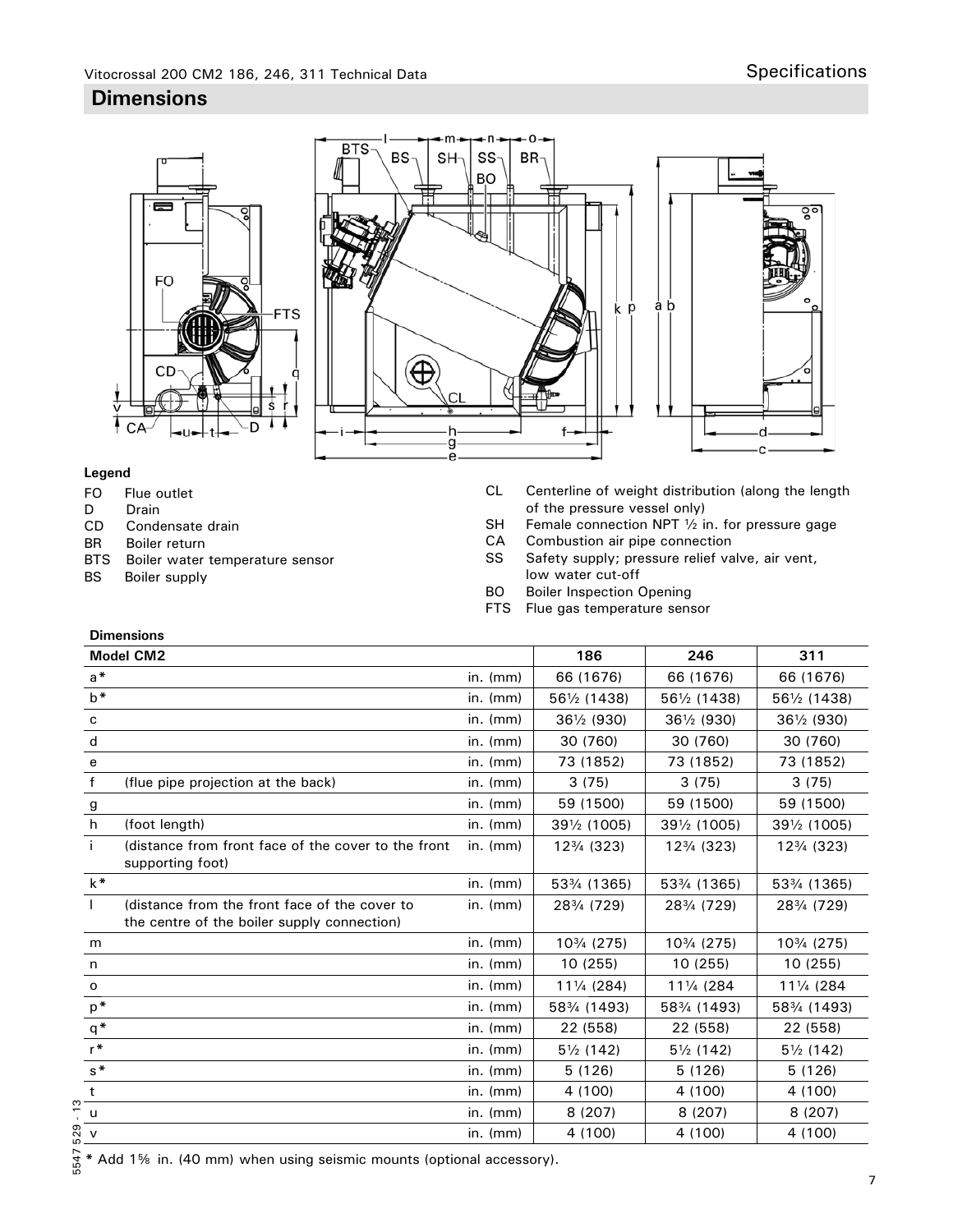## Dimensions

**Legend**

FO Flue outlet
D Drain
CD Condensate drain
BR Boiler return
BTS Boiler water temperature sensor
BS Boiler supply
CL Centerline of weight distribution (along the length of the pressure vessel only)
SH Female connection NPT ½ in. for pressure gage
CA Combustion air pipe connection
SS Safety supply; pressure relief valve, air vent, low water cut-off
BO Boiler Inspection Opening
FTS Flue gas temperature sensor

**Dimensions**

| Model CM2 | | | 186 | 246 | 311 |
|---|---|---|---|---|---|
| a* | | in. (mm) | 66 (1676) | 66 (1676) | 66 (1676) |
| b* | | in. (mm) | 56½ (1438) | 56½ (1438) | 56½ (1438) |
| c | | in. (mm) | 36½ (930) | 36½ (930) | 36½ (930) |
| d | | in. (mm) | 30 (760) | 30 (760) | 30 (760) |
| e | | in. (mm) | 73 (1852) | 73 (1852) | 73 (1852) |
| f | (flue pipe projection at the back) | in. (mm) | 3 (75) | 3 (75) | 3 (75) |
| g | | in. (mm) | 59 (1500) | 59 (1500) | 59 (1500) |
| h | (foot length) | in. (mm) | 39½ (1005) | 39½ (1005) | 39½ (1005) |
| i | (distance from front face of the cover to the front supporting foot) | in. (mm) | 12¾ (323) | 12¾ (323) | 12¾ (323) |
| k* | | in. (mm) | 53¾ (1365) | 53¾ (1365) | 53¾ (1365) |
| l | (distance from the front face of the cover to the centre of the boiler supply connection) | in. (mm) | 28¾ (729) | 28¾ (729) | 28¾ (729) |
| m | | in. (mm) | 10¾ (275) | 10¾ (275) | 10¾ (275) |
| n | | in. (mm) | 10 (255) | 10 (255) | 10 (255) |
| o | | in. (mm) | 11¼ (284) | 11¼ (284 | 11¼ (284 |
| p* | | in. (mm) | 58¾ (1493) | 58¾ (1493) | 58¾ (1493) |
| q* | | in. (mm) | 22 (558) | 22 (558) | 22 (558) |
| r* | | in. (mm) | 5½ (142) | 5½ (142) | 5½ (142) |
| s* | | in. (mm) | 5 (126) | 5 (126) | 5 (126) |
| t | | in. (mm) | 4 (100) | 4 (100) | 4 (100) |
| u | | in. (mm) | 8 (207) | 8 (207) | 8 (207) |
| v | | in. (mm) | 4 (100) | 4 (100) | 4 (100) |

* Add 1⅝ in. (40 mm) when using seismic mounts (optional accessory).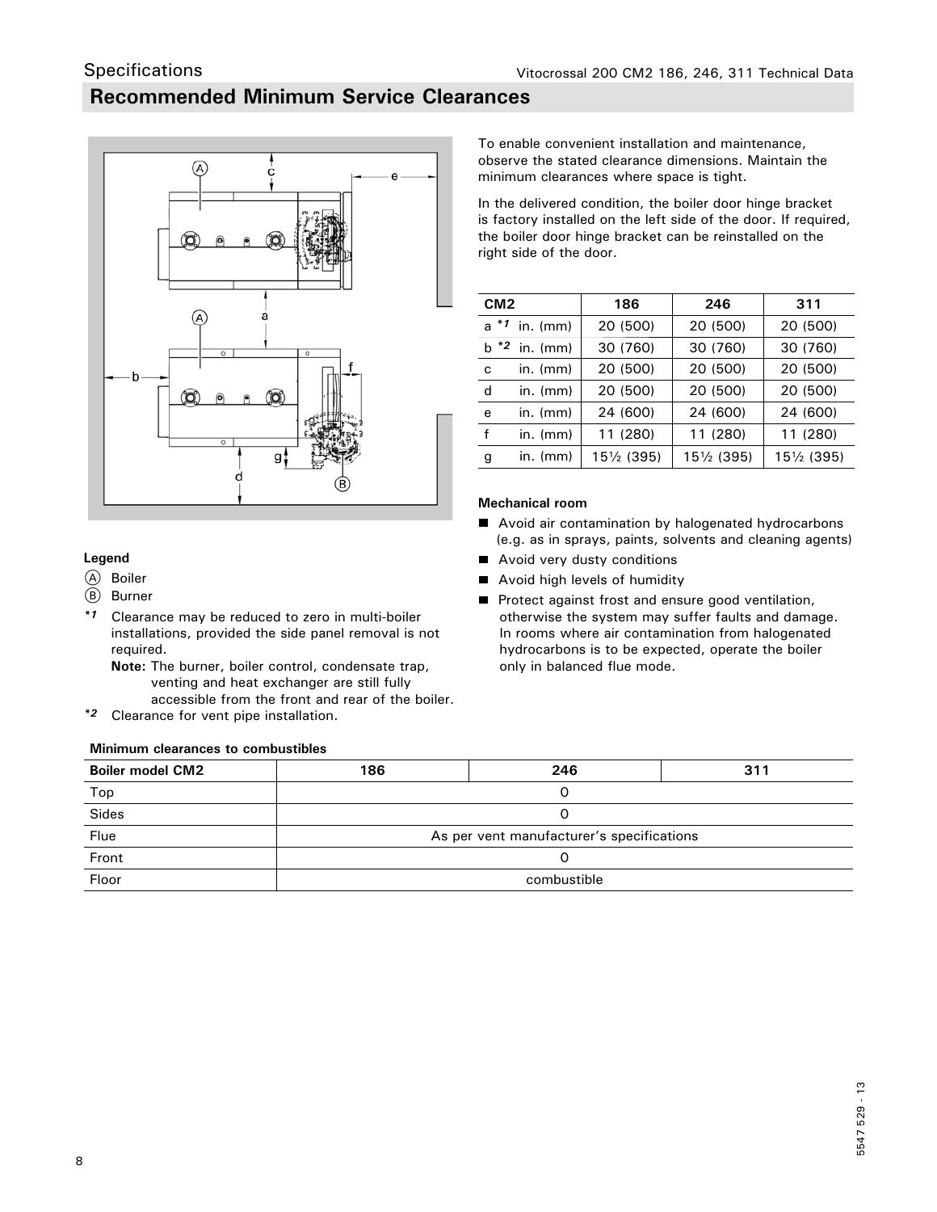## Recommended Minimum Service Clearances

To enable convenient installation and maintenance, observe the stated clearance dimensions. Maintain the minimum clearances where space is tight.

In the delivered condition, the boiler door hinge bracket is factory installed on the left side of the door. If required, the boiler door hinge bracket can be reinstalled on the right side of the door.

| CM2 | | 186 | 246 | 311 |
|---|---|---|---|---|
| a *1 | in. (mm) | 20 (500) | 20 (500) | 20 (500) |
| b *2 | in. (mm) | 30 (760) | 30 (760) | 30 (760) |
| c | in. (mm) | 20 (500) | 20 (500) | 20 (500) |
| d | in. (mm) | 20 (500) | 20 (500) | 20 (500) |
| e | in. (mm) | 24 (600) | 24 (600) | 24 (600) |
| f | in. (mm) | 11 (280) | 11 (280) | 11 (280) |
| g | in. (mm) | 15½ (395) | 15½ (395) | 15½ (395) |

**Legend**

Ⓐ Boiler

Ⓑ Burner

*1 Clearance may be reduced to zero in multi-boiler installations, provided the side panel removal is not required.
**Note:** The burner, boiler control, condensate trap, venting and heat exchanger are still fully accessible from the front and rear of the boiler.

*2 Clearance for vent pipe installation.

**Mechanical room**

- Avoid air contamination by halogenated hydrocarbons (e.g. as in sprays, paints, solvents and cleaning agents)
- Avoid very dusty conditions
- Avoid high levels of humidity
- Protect against frost and ensure good ventilation, otherwise the system may suffer faults and damage. In rooms where air contamination from halogenated hydrocarbons is to be expected, operate the boiler only in balanced flue mode.

**Minimum clearances to combustibles**

| Boiler model CM2 | 186 | 246 | 311 |
|---|---|---|---|
| Top | 0 | | |
| Sides | 0 | | |
| Flue | As per vent manufacturer's specifications | | |
| Front | 0 | | |
| Floor | combustible | | |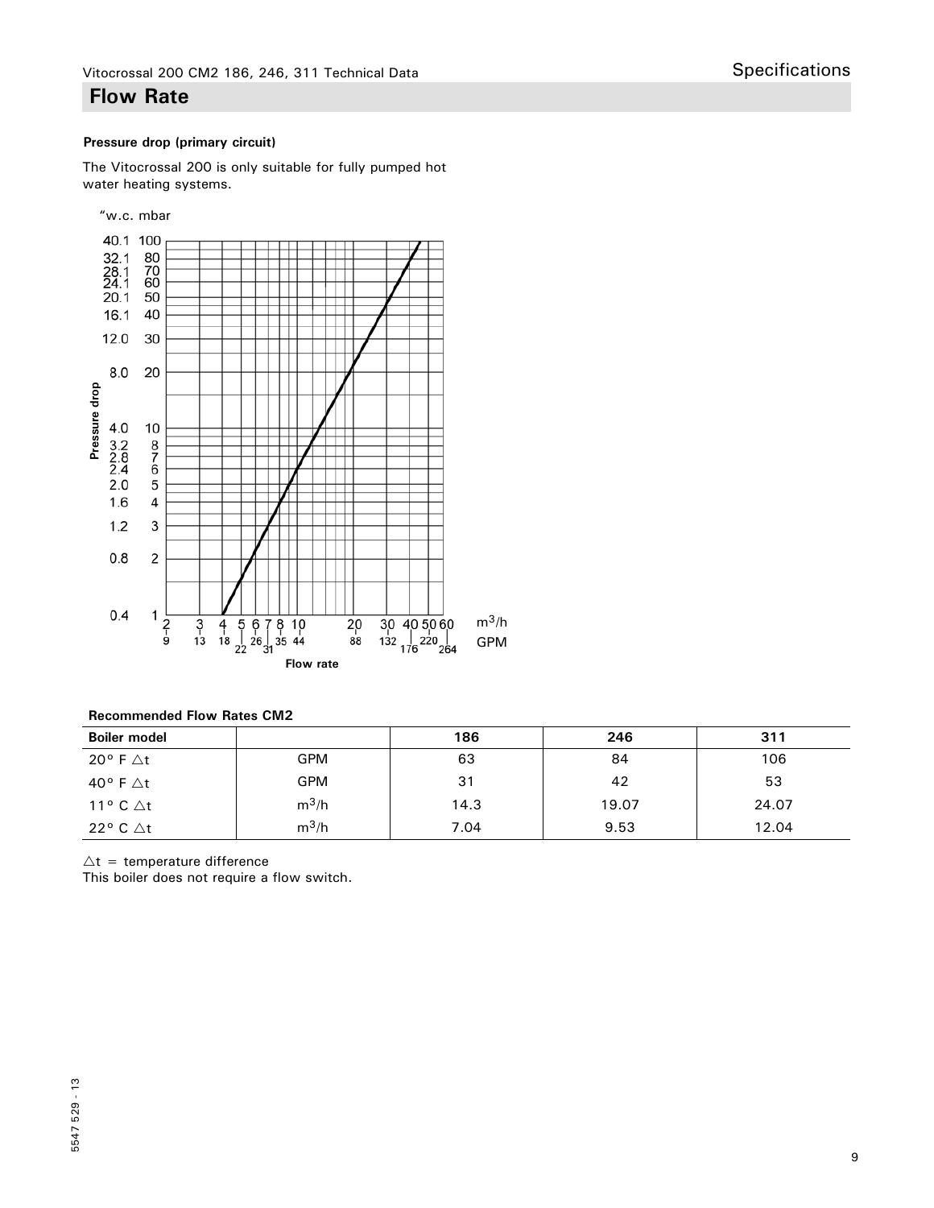## Flow Rate

**Pressure drop (primary circuit)**

The Vitocrossal 200 is only suitable for fully pumped hot water heating systems.

"w.c. mbar

Pressure drop

Flow rate

**Recommended Flow Rates CM2**

| Boiler model | | 186 | 246 | 311 |
|---|---|---|---|---|
| 20° F △t | GPM | 63 | 84 | 106 |
| 40° F △t | GPM | 31 | 42 | 53 |
| 11° C △t | $m^3/h$ | 14.3 | 19.07 | 24.07 |
| 22° C △t | $m^3/h$ | 7.04 | 9.53 | 12.04 |

△t = temperature difference
This boiler does not require a flow switch.

5547 529 - 13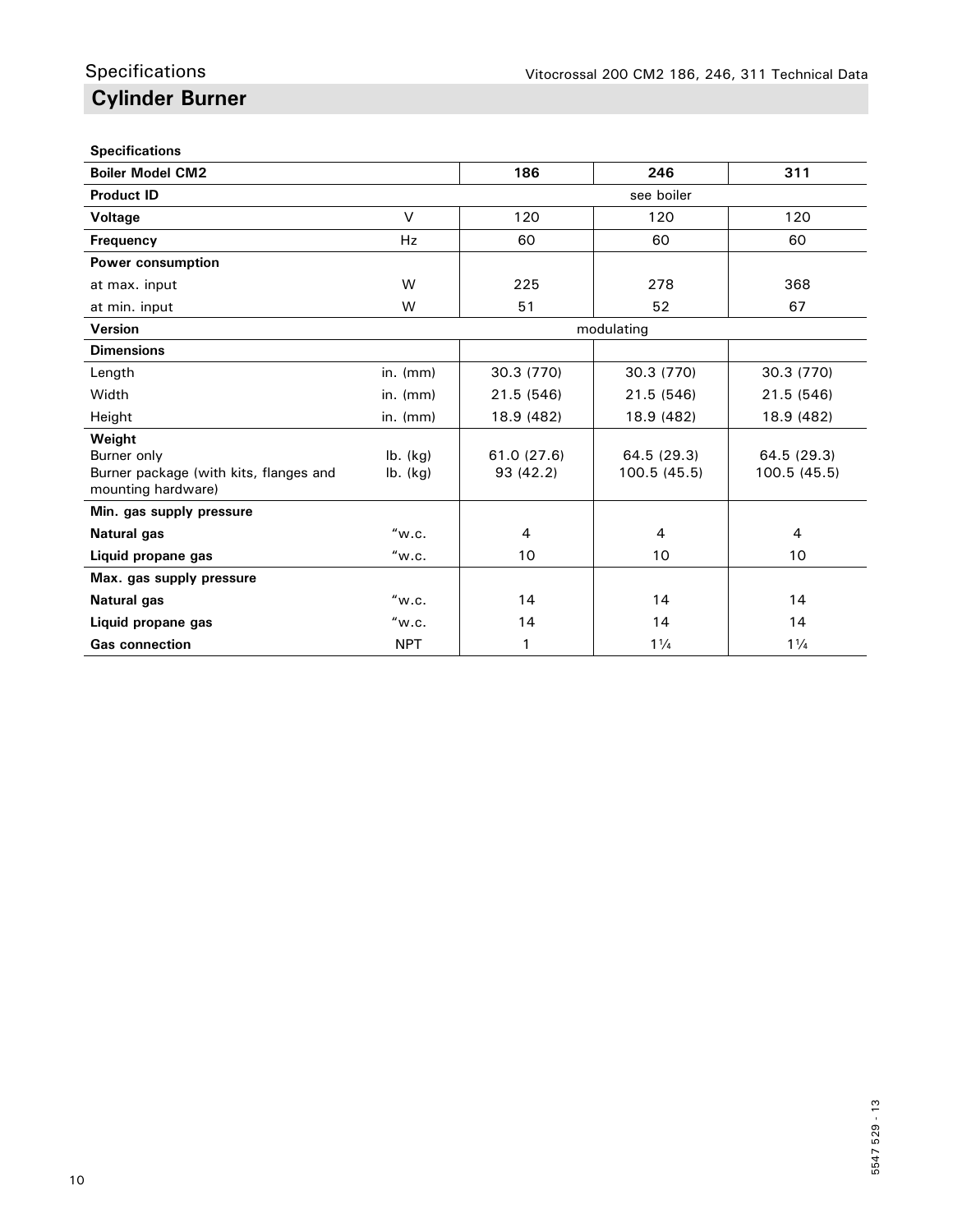## Specifications

# Cylinder Burner

**Specifications**

| **Boiler Model CM2** | | **186** | **246** | **311** |
|---|---|---|---|---|
| **Product ID** | | see boiler | | |
| **Voltage** | V | 120 | 120 | 120 |
| **Frequency** | Hz | 60 | 60 | 60 |
| **Power consumption** | | | | |
| at max. input | W | 225 | 278 | 368 |
| at min. input | W | 51 | 52 | 67 |
| **Version** | | modulating | | |
| **Dimensions** | | | | |
| Length | in. (mm) | 30.3 (770) | 30.3 (770) | 30.3 (770) |
| Width | in. (mm) | 21.5 (546) | 21.5 (546) | 21.5 (546) |
| Height | in. (mm) | 18.9 (482) | 18.9 (482) | 18.9 (482) |
| **Weight** | | | | |
| Burner only | lb. (kg) | 61.0 (27.6) | 64.5 (29.3) | 64.5 (29.3) |
| Burner package (with kits, flanges and mounting hardware) | lb. (kg) | 93 (42.2) | 100.5 (45.5) | 100.5 (45.5) |
| **Min. gas supply pressure** | | | | |
| **Natural gas** | "w.c. | 4 | 4 | 4 |
| **Liquid propane gas** | "w.c. | 10 | 10 | 10 |
| **Max. gas supply pressure** | | | | |
| **Natural gas** | "w.c. | 14 | 14 | 14 |
| **Liquid propane gas** | "w.c. | 14 | 14 | 14 |
| **Gas connection** | NPT | 1 | 1¼ | 1¼ |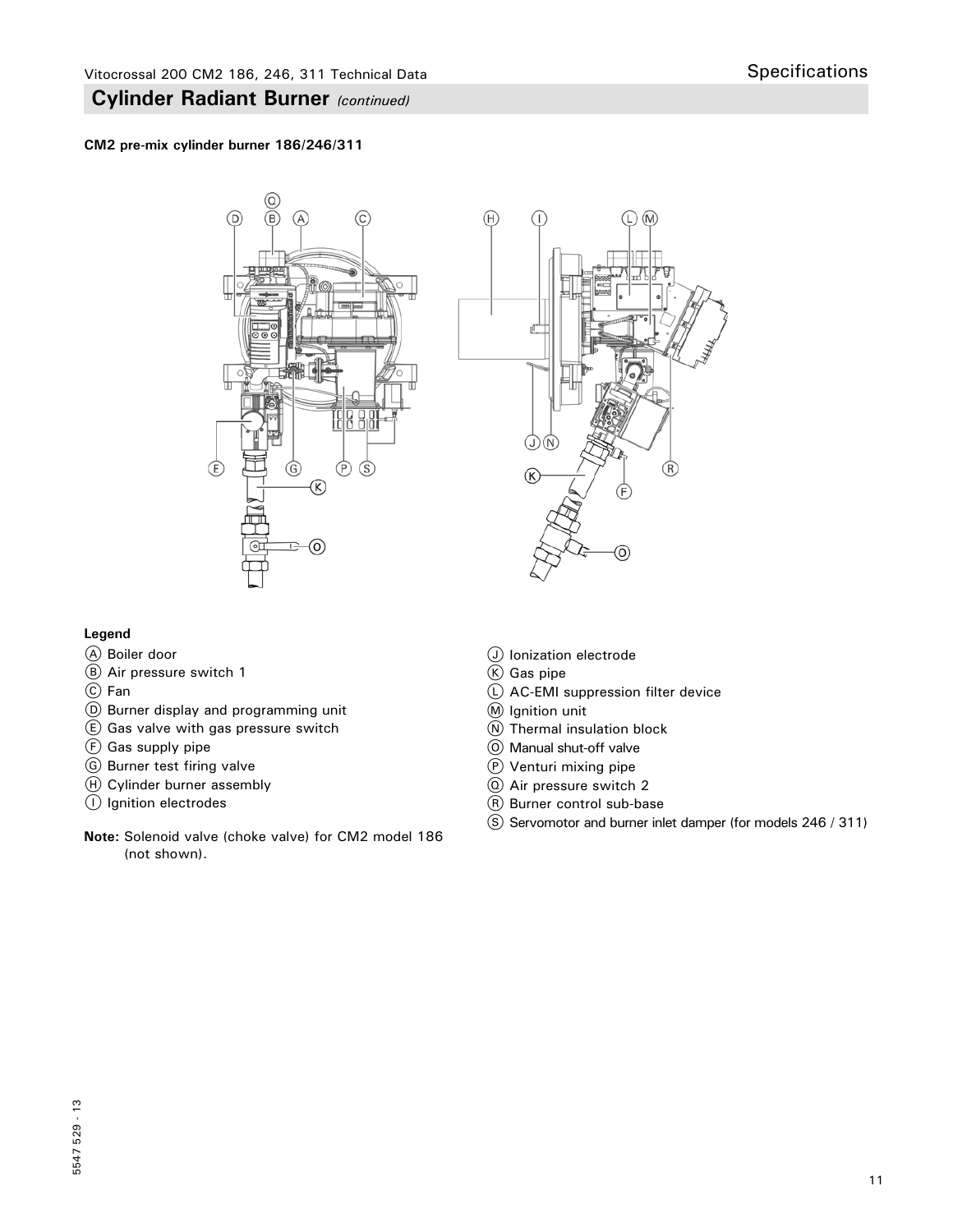## Cylinder Radiant Burner *(continued)*

**CM2 pre-mix cylinder burner 186/246/311**

**Legend**

- Ⓐ Boiler door
- Ⓑ Air pressure switch 1
- Ⓒ Fan
- Ⓓ Burner display and programming unit
- Ⓔ Gas valve with gas pressure switch
- Ⓕ Gas supply pipe
- Ⓖ Burner test firing valve
- Ⓗ Cylinder burner assembly
- Ⓘ Ignition electrodes
- Ⓙ Ionization electrode
- Ⓚ Gas pipe
- Ⓛ AC-EMI suppression filter device
- Ⓜ Ignition unit
- Ⓝ Thermal insulation block
- Ⓞ Manual shut-off valve
- Ⓟ Venturi mixing pipe
- Ⓠ Air pressure switch 2
- Ⓡ Burner control sub-base
- Ⓢ Servomotor and burner inlet damper (for models 246 / 311)

**Note:** Solenoid valve (choke valve) for CM2 model 186 (not shown).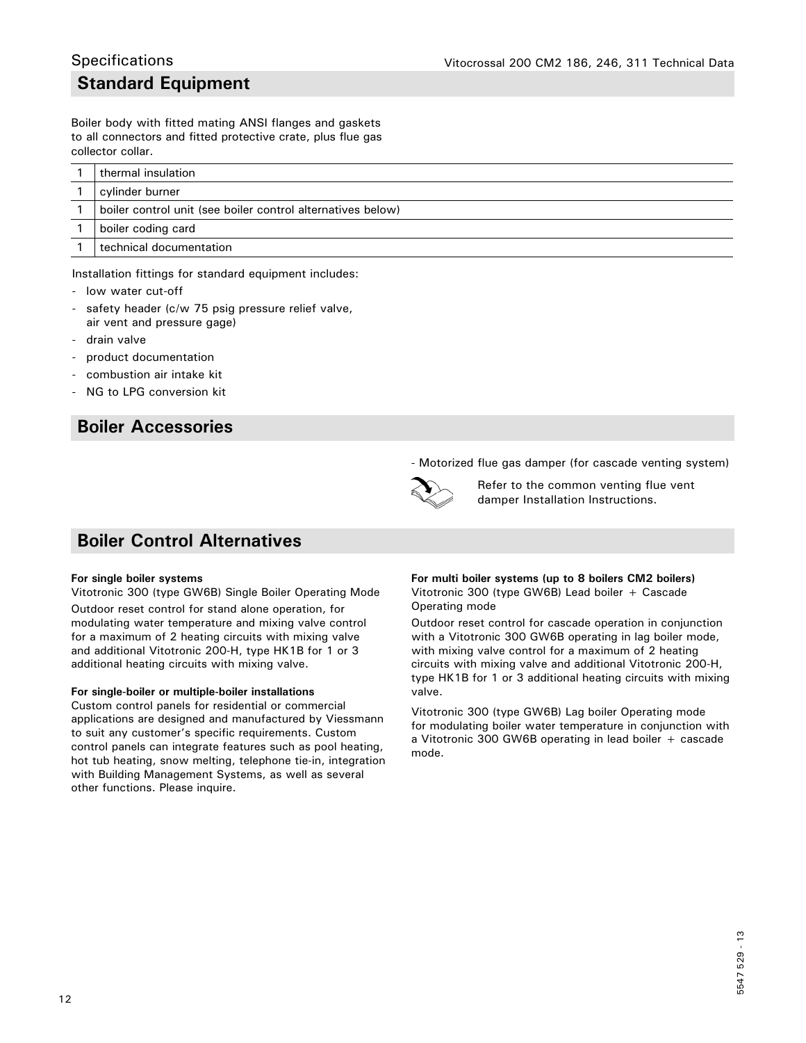## Specifications

## Standard Equipment

Boiler body with fitted mating ANSI flanges and gaskets to all connectors and fitted protective crate, plus flue gas collector collar.

| | |
|---|---|
| 1 | thermal insulation |
| 1 | cylinder burner |
| 1 | boiler control unit (see boiler control alternatives below) |
| 1 | boiler coding card |
| 1 | technical documentation |

Installation fittings for standard equipment includes:

- low water cut-off
- safety header (c/w 75 psig pressure relief valve, air vent and pressure gage)
- drain valve
- product documentation
- combustion air intake kit
- NG to LPG conversion kit

## Boiler Accessories

- Motorized flue gas damper (for cascade venting system)

Refer to the common venting flue vent damper Installation Instructions.

## Boiler Control Alternatives

**For single boiler systems**
Vitotronic 300 (type GW6B) Single Boiler Operating Mode

Outdoor reset control for stand alone operation, for modulating water temperature and mixing valve control for a maximum of 2 heating circuits with mixing valve and additional Vitotronic 200-H, type HK1B for 1 or 3 additional heating circuits with mixing valve.

**For single-boiler or multiple-boiler installations**
Custom control panels for residential or commercial applications are designed and manufactured by Viessmann to suit any customer's specific requirements. Custom control panels can integrate features such as pool heating, hot tub heating, snow melting, telephone tie-in, integration with Building Management Systems, as well as several other functions. Please inquire.

**For multi boiler systems (up to 8 boilers CM2 boilers)**
Vitotronic 300 (type GW6B) Lead boiler + Cascade Operating mode

Outdoor reset control for cascade operation in conjunction with a Vitotronic 300 GW6B operating in lag boiler mode, with mixing valve control for a maximum of 2 heating circuits with mixing valve and additional Vitotronic 200-H, type HK1B for 1 or 3 additional heating circuits with mixing valve.

Vitotronic 300 (type GW6B) Lag boiler Operating mode for modulating boiler water temperature in conjunction with a Vitotronic 300 GW6B operating in lead boiler + cascade mode.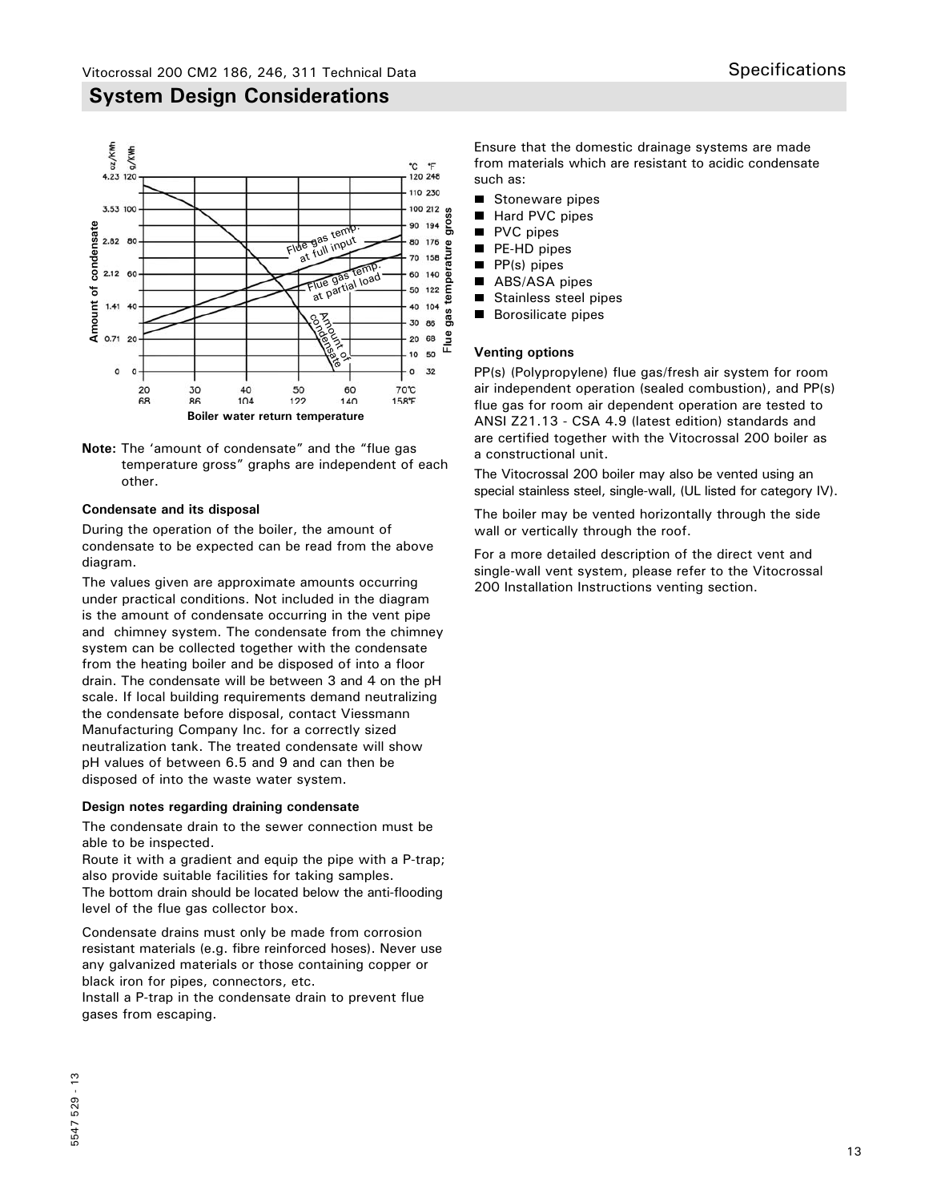## System Design Considerations

**Note:** The 'amount of condensate" and the "flue gas temperature gross" graphs are independent of each other.

**Condensate and its disposal**

During the operation of the boiler, the amount of condensate to be expected can be read from the above diagram.

The values given are approximate amounts occurring under practical conditions. Not included in the diagram is the amount of condensate occurring in the vent pipe and chimney system. The condensate from the chimney system can be collected together with the condensate from the heating boiler and be disposed of into a floor drain. The condensate will be between 3 and 4 on the pH scale. If local building requirements demand neutralizing the condensate before disposal, contact Viessmann Manufacturing Company Inc. for a correctly sized neutralization tank. The treated condensate will show pH values of between 6.5 and 9 and can then be disposed of into the waste water system.

**Design notes regarding draining condensate**

The condensate drain to the sewer connection must be able to be inspected.
Route it with a gradient and equip the pipe with a P-trap; also provide suitable facilities for taking samples.
The bottom drain should be located below the anti-flooding level of the flue gas collector box.

Condensate drains must only be made from corrosion resistant materials (e.g. fibre reinforced hoses). Never use any galvanized materials or those containing copper or black iron for pipes, connectors, etc.
Install a P-trap in the condensate drain to prevent flue gases from escaping.

Ensure that the domestic drainage systems are made from materials which are resistant to acidic condensate such as:

- Stoneware pipes
- Hard PVC pipes
- PVC pipes
- PE-HD pipes
- PP(s) pipes
- ABS/ASA pipes
- Stainless steel pipes
- Borosilicate pipes

**Venting options**

PP(s) (Polypropylene) flue gas/fresh air system for room air independent operation (sealed combustion), and PP(s) flue gas for room air dependent operation are tested to ANSI Z21.13 - CSA 4.9 (latest edition) standards and are certified together with the Vitocrossal 200 boiler as a constructional unit.

The Vitocrossal 200 boiler may also be vented using an special stainless steel, single-wall, (UL listed for category IV).

The boiler may be vented horizontally through the side wall or vertically through the roof.

For a more detailed description of the direct vent and single-wall vent system, please refer to the Vitocrossal 200 Installation Instructions venting section.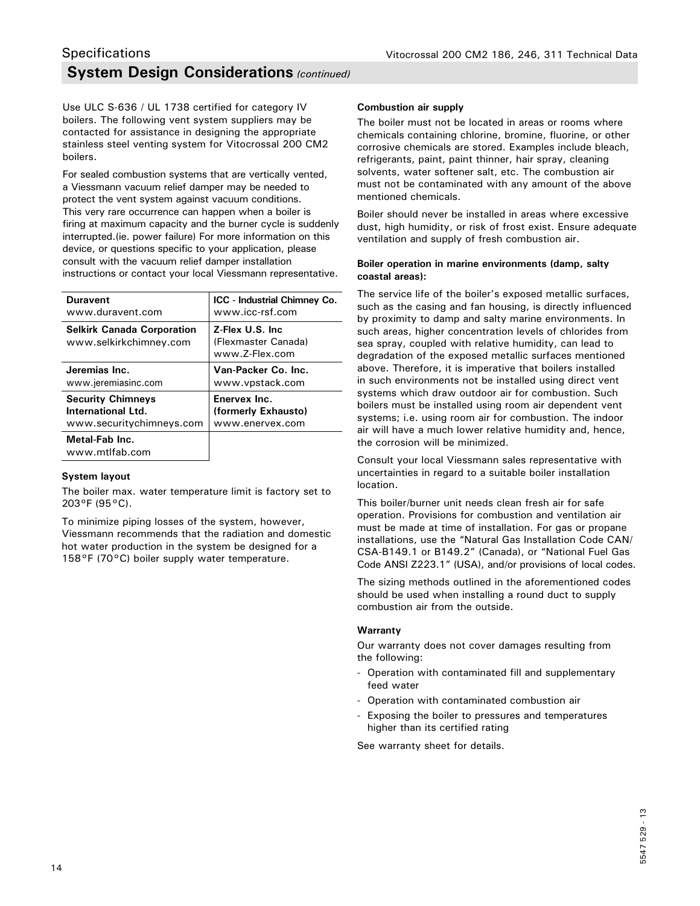## System Design Considerations *(continued)*

Use ULC S-636 / UL 1738 certified for category IV boilers. The following vent system suppliers may be contacted for assistance in designing the appropriate stainless steel venting system for Vitocrossal 200 CM2 boilers.

For sealed combustion systems that are vertically vented, a Viessmann vacuum relief damper may be needed to protect the vent system against vacuum conditions. This very rare occurrence can happen when a boiler is firing at maximum capacity and the burner cycle is suddenly interrupted.(ie. power failure) For more information on this device, or questions specific to your application, please consult with the vacuum relief damper installation instructions or contact your local Viessmann representative.

| | |
|---|---|
| **Duravent**<br>www.duravent.com | **ICC - Industrial Chimney Co.**<br>www.icc-rsf.com |
| **Selkirk Canada Corporation**<br>www.selkirkchimney.com | **Z-Flex U.S. Inc**<br>(Flexmaster Canada)<br>www.Z-Flex.com |
| **Jeremias Inc.**<br>www.jeremiasinc.com | **Van-Packer Co. Inc.**<br>www.vpstack.com |
| **Security Chimneys International Ltd.**<br>www.securitychimneys.com | **Enervex Inc. (formerly Exhausto)**<br>www.enervex.com |
| **Metal-Fab Inc.**<br>www.mtlfab.com | |

**System layout**

The boiler max. water temperature limit is factory set to 203°F (95°C).

To minimize piping losses of the system, however, Viessmann recommends that the radiation and domestic hot water production in the system be designed for a 158°F (70°C) boiler supply water temperature.

**Combustion air supply**

The boiler must not be located in areas or rooms where chemicals containing chlorine, bromine, fluorine, or other corrosive chemicals are stored. Examples include bleach, refrigerants, paint, paint thinner, hair spray, cleaning solvents, water softener salt, etc. The combustion air must not be contaminated with any amount of the above mentioned chemicals.

Boiler should never be installed in areas where excessive dust, high humidity, or risk of frost exist. Ensure adequate ventilation and supply of fresh combustion air.

**Boiler operation in marine environments (damp, salty coastal areas):**

The service life of the boiler's exposed metallic surfaces, such as the casing and fan housing, is directly influenced by proximity to damp and salty marine environments. In such areas, higher concentration levels of chlorides from sea spray, coupled with relative humidity, can lead to degradation of the exposed metallic surfaces mentioned above. Therefore, it is imperative that boilers installed in such environments not be installed using direct vent systems which draw outdoor air for combustion. Such boilers must be installed using room air dependent vent systems; i.e. using room air for combustion. The indoor air will have a much lower relative humidity and, hence, the corrosion will be minimized.

Consult your local Viessmann sales representative with uncertainties in regard to a suitable boiler installation location.

This boiler/burner unit needs clean fresh air for safe operation. Provisions for combustion and ventilation air must be made at time of installation. For gas or propane installations, use the "Natural Gas Installation Code CAN/CSA-B149.1 or B149.2" (Canada), or "National Fuel Gas Code ANSI Z223.1" (USA), and/or provisions of local codes.

The sizing methods outlined in the aforementioned codes should be used when installing a round duct to supply combustion air from the outside.

**Warranty**

Our warranty does not cover damages resulting from the following:

- Operation with contaminated fill and supplementary feed water
- Operation with contaminated combustion air
- Exposing the boiler to pressures and temperatures higher than its certified rating

See warranty sheet for details.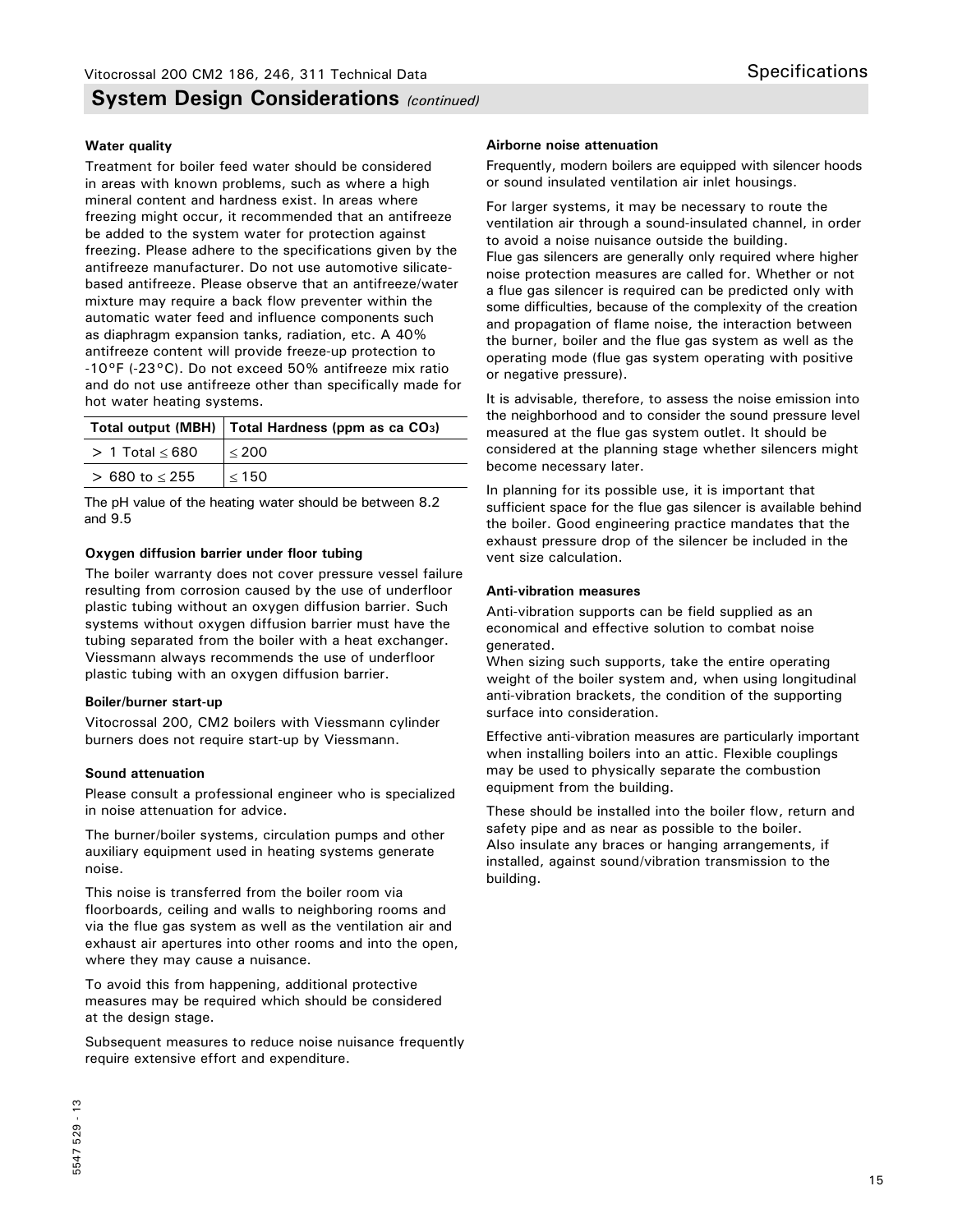## System Design Considerations *(continued)*

**Water quality**

Treatment for boiler feed water should be considered in areas with known problems, such as where a high mineral content and hardness exist. In areas where freezing might occur, it recommended that an antifreeze be added to the system water for protection against freezing. Please adhere to the specifications given by the antifreeze manufacturer. Do not use automotive silicate-based antifreeze. Please observe that an antifreeze/water mixture may require a back flow preventer within the automatic water feed and influence components such as diaphragm expansion tanks, radiation, etc. A 40% antifreeze content will provide freeze-up protection to -10°F (-23°C). Do not exceed 50% antifreeze mix ratio and do not use antifreeze other than specifically made for hot water heating systems.

| Total output (MBH) | Total Hardness (ppm as ca $CO_3$) |
|---|---|
| > 1 Total ≤ 680 | ≤ 200 |
| > 680 to ≤ 255 | ≤ 150 |

The pH value of the heating water should be between 8.2 and 9.5

**Oxygen diffusion barrier under floor tubing**

The boiler warranty does not cover pressure vessel failure resulting from corrosion caused by the use of underfloor plastic tubing without an oxygen diffusion barrier. Such systems without oxygen diffusion barrier must have the tubing separated from the boiler with a heat exchanger. Viessmann always recommends the use of underfloor plastic tubing with an oxygen diffusion barrier.

**Boiler/burner start-up**

Vitocrossal 200, CM2 boilers with Viessmann cylinder burners does not require start-up by Viessmann.

**Sound attenuation**

Please consult a professional engineer who is specialized in noise attenuation for advice.

The burner/boiler systems, circulation pumps and other auxiliary equipment used in heating systems generate noise.

This noise is transferred from the boiler room via floorboards, ceiling and walls to neighboring rooms and via the flue gas system as well as the ventilation air and exhaust air apertures into other rooms and into the open, where they may cause a nuisance.

To avoid this from happening, additional protective measures may be required which should be considered at the design stage.

Subsequent measures to reduce noise nuisance frequently require extensive effort and expenditure.

**Airborne noise attenuation**

Frequently, modern boilers are equipped with silencer hoods or sound insulated ventilation air inlet housings.

For larger systems, it may be necessary to route the ventilation air through a sound-insulated channel, in order to avoid a noise nuisance outside the building.
Flue gas silencers are generally only required where higher noise protection measures are called for. Whether or not a flue gas silencer is required can be predicted only with some difficulties, because of the complexity of the creation and propagation of flame noise, the interaction between the burner, boiler and the flue gas system as well as the operating mode (flue gas system operating with positive or negative pressure).

It is advisable, therefore, to assess the noise emission into the neighborhood and to consider the sound pressure level measured at the flue gas system outlet. It should be considered at the planning stage whether silencers might become necessary later.

In planning for its possible use, it is important that sufficient space for the flue gas silencer is available behind the boiler. Good engineering practice mandates that the exhaust pressure drop of the silencer be included in the vent size calculation.

**Anti-vibration measures**

Anti-vibration supports can be field supplied as an economical and effective solution to combat noise generated.
When sizing such supports, take the entire operating weight of the boiler system and, when using longitudinal anti-vibration brackets, the condition of the supporting surface into consideration.

Effective anti-vibration measures are particularly important when installing boilers into an attic. Flexible couplings may be used to physically separate the combustion equipment from the building.

These should be installed into the boiler flow, return and safety pipe and as near as possible to the boiler.
Also insulate any braces or hanging arrangements, if installed, against sound/vibration transmission to the building.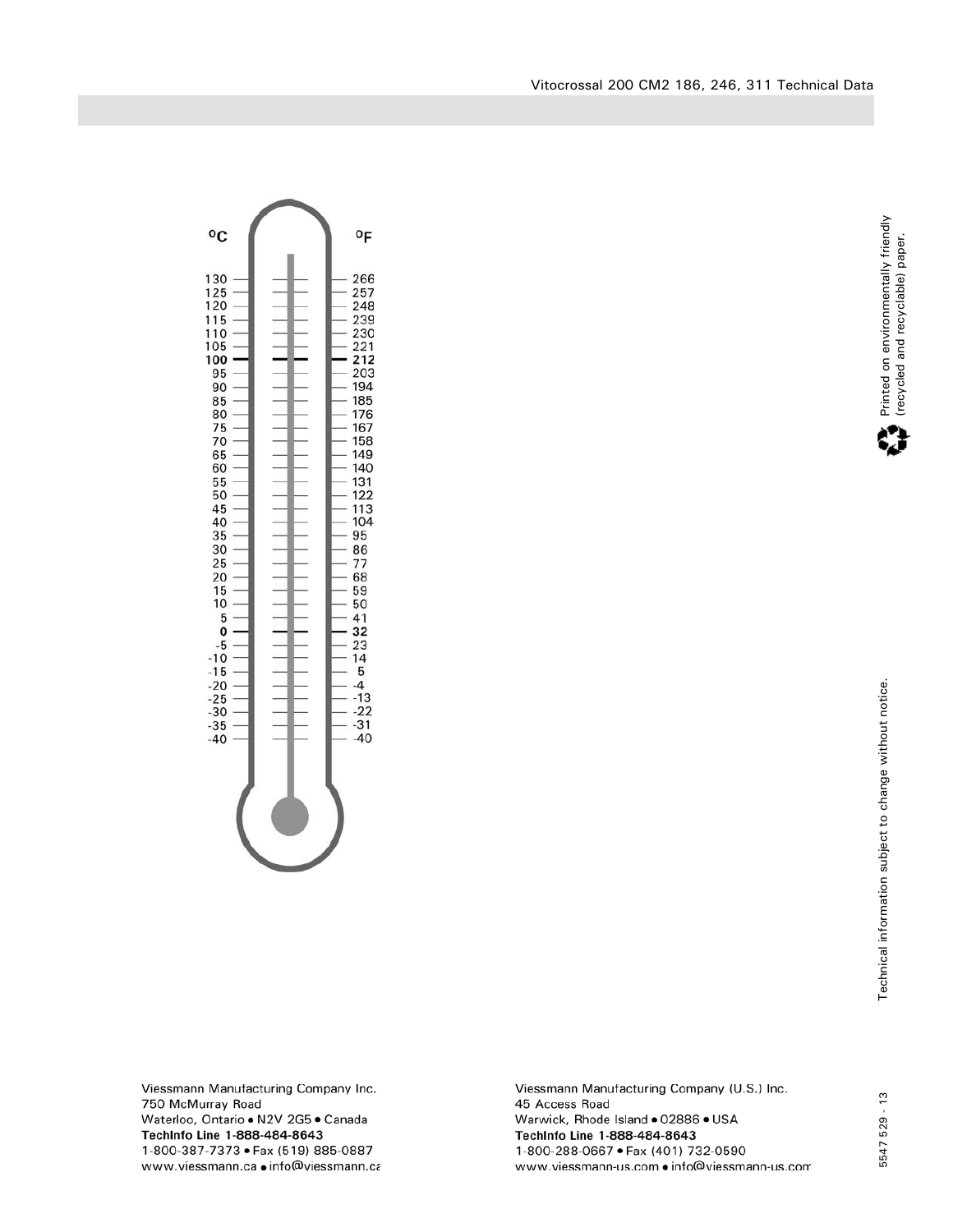°C

°F

130
125
120
115
110
105
100
95
90
85
80
75
70
65
60
55
50
45
40
35
30
25
20
15
10
5
0
-5
-10
-15
-20
-25
-30
-35
-40

266
257
248
239
230
221
212
203
194
185
176
167
158
149
140
131
122
113
104
95
86
77
68
59
50
41
32
23
14
5
-4
-13
-22
-31
-40

Printed on environmentally friendly (recycled and recyclable) paper.

Technical information subject to change without notice.

Viessmann Manufacturing Company Inc.
750 McMurray Road
Waterloo, Ontario • N2V 2G5 • Canada
**TechInfo Line 1-888-484-8643**
1-800-387-7373 • Fax (519) 885-0887
www.viessmann.ca • info@viessmann.ca

Viessmann Manufacturing Company (U.S.) Inc.
45 Access Road
Warwick, Rhode Island • 02886 • USA
**TechInfo Line 1-888-484-8643**
1-800-288-0667 • Fax (401) 732-0590
www.viessmann-us.com • info@viessmann-us.com

5547 529 - 13